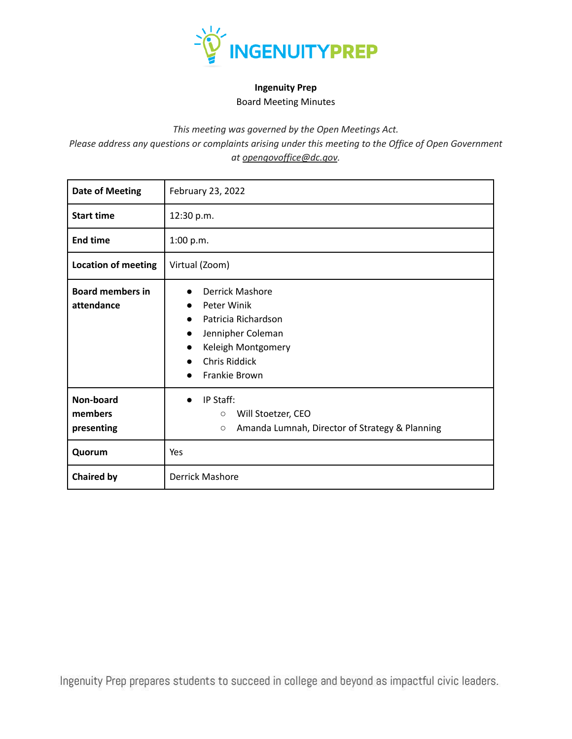**Ingenuity Prep**

Board Meeting Minutes

*This meeting was governed by the Open Meetings Act.*
*Please address any questions or complaints arising under this meeting to the Office of Open Government at opengovoffice@dc.gov.*

| | |
|---|---|
| **Date of Meeting** | February 23, 2022 |
| **Start time** | 12:30 p.m. |
| **End time** | 1:00 p.m. |
| **Location of meeting** | Virtual (Zoom) |
| **Board members in attendance** | • Derrick Mashore<br>• Peter Winik<br>• Patricia Richardson<br>• Jennipher Coleman<br>• Keleigh Montgomery<br>• Chris Riddick<br>• Frankie Brown |
| **Non-board members presenting** | • IP Staff:<br>○ Will Stoetzer, CEO<br>○ Amanda Lumnah, Director of Strategy & Planning |
| **Quorum** | Yes |
| **Chaired by** | Derrick Mashore |

Ingenuity Prep prepares students to succeed in college and beyond as impactful civic leaders.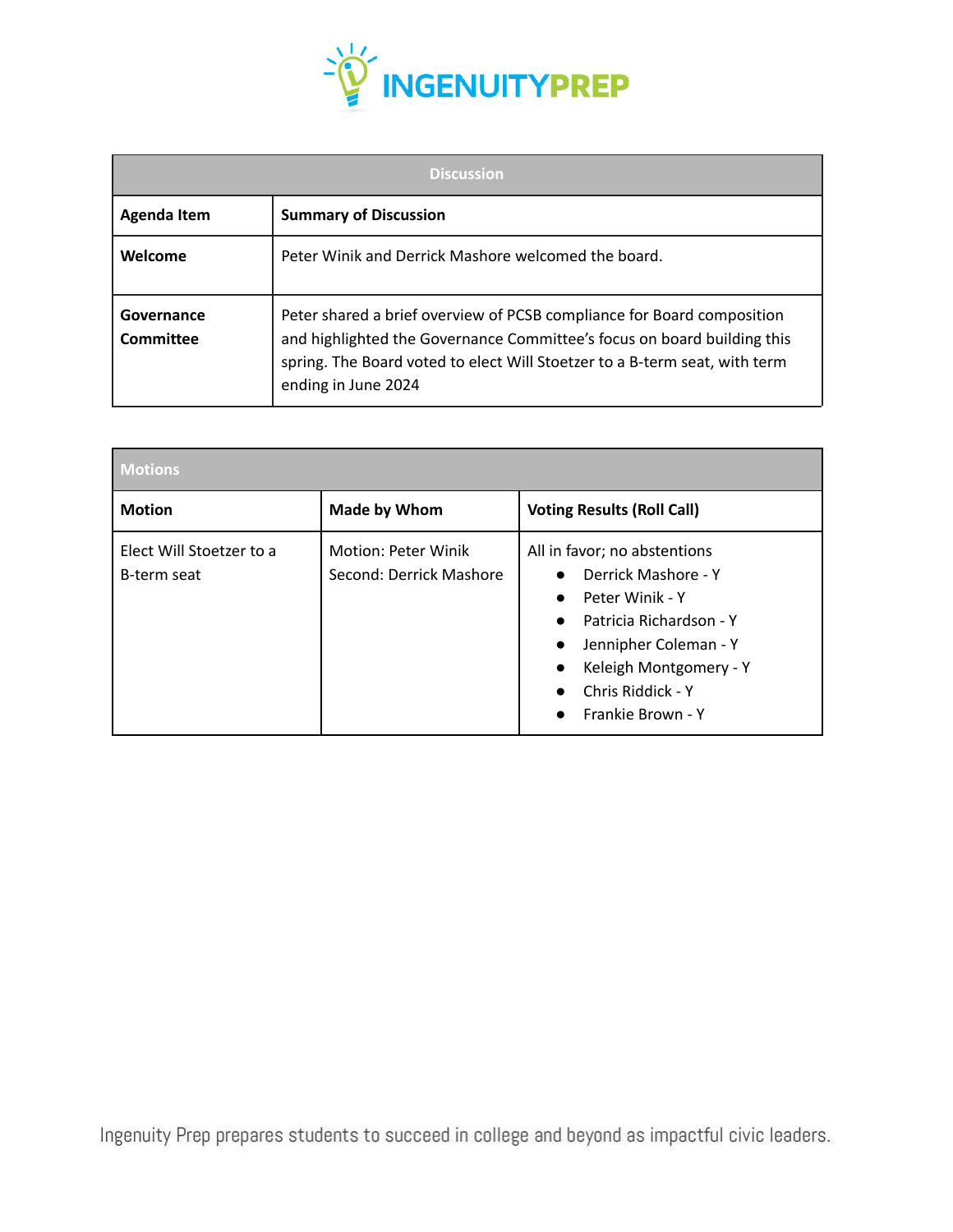| Discussion | |
|---|---|
| **Agenda Item** | **Summary of Discussion** |
| **Welcome** | Peter Winik and Derrick Mashore welcomed the board. |
| **Governance Committee** | Peter shared a brief overview of PCSB compliance for Board composition and highlighted the Governance Committee's focus on board building this spring. The Board voted to elect Will Stoetzer to a B-term seat, with term ending in June 2024 |

| Motions | | |
|---|---|---|
| **Motion** | **Made by Whom** | **Voting Results (Roll Call)** |
| Elect Will Stoetzer to a B-term seat | Motion: Peter Winik<br>Second: Derrick Mashore | All in favor; no abstentions<br>● Derrick Mashore - Y<br>● Peter Winik - Y<br>● Patricia Richardson - Y<br>● Jennipher Coleman - Y<br>● Keleigh Montgomery - Y<br>● Chris Riddick - Y<br>● Frankie Brown - Y |

Ingenuity Prep prepares students to succeed in college and beyond as impactful civic leaders.